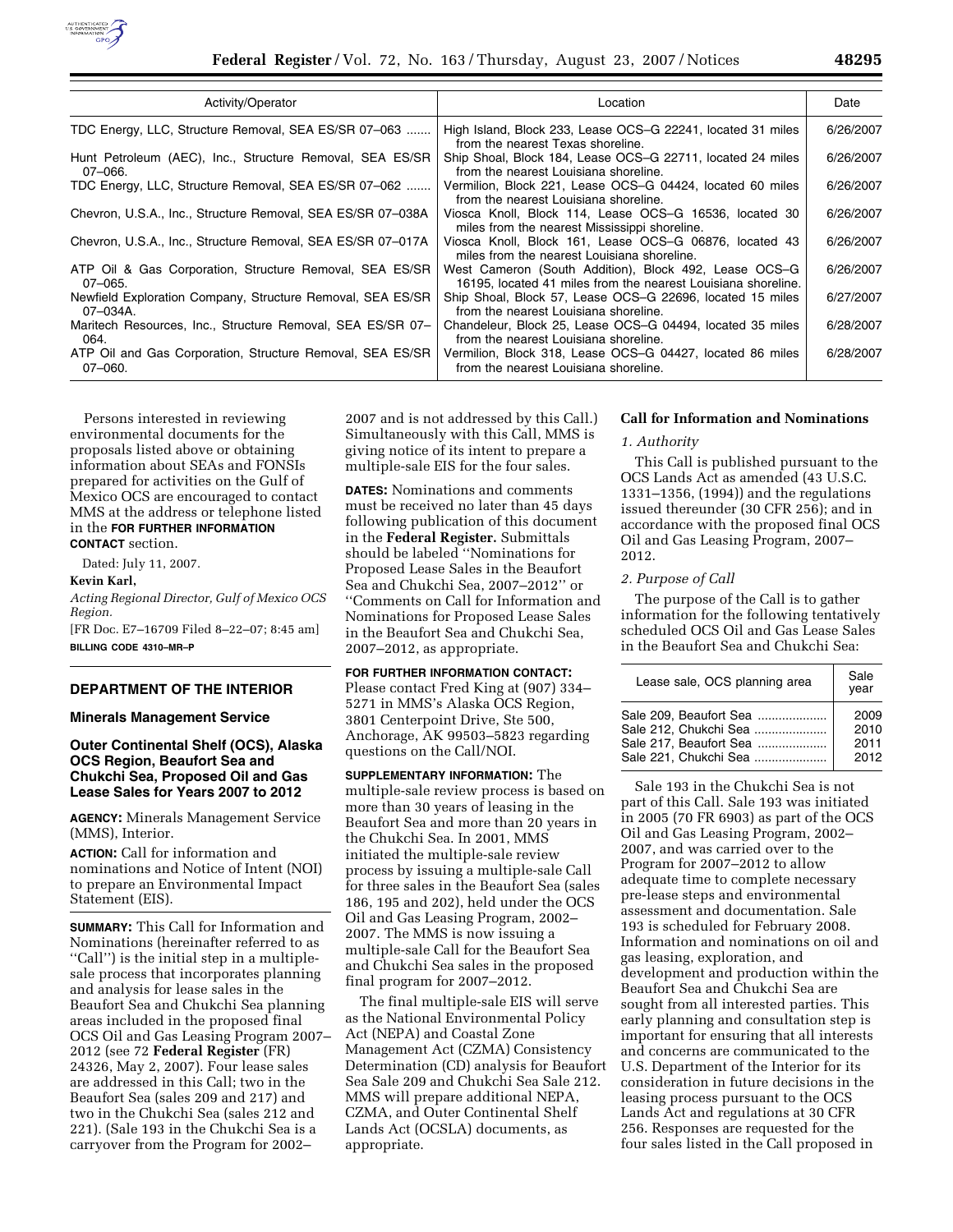| Activity/Operator | Location | Date |
| --- | --- | --- |
| TDC Energy, LLC, Structure Removal, SEA ES/SR 07–063 | High Island, Block 233, Lease OCS–G 22241, located 31 miles from the nearest Texas shoreline. | 6/26/2007 |
| Hunt Petroleum (AEC), Inc., Structure Removal, SEA ES/SR 07–066. | Ship Shoal, Block 184, Lease OCS–G 22711, located 24 miles from the nearest Louisiana shoreline. | 6/26/2007 |
| TDC Energy, LLC, Structure Removal, SEA ES/SR 07–062 | Vermilion, Block 221, Lease OCS–G 04424, located 60 miles from the nearest Louisiana shoreline. | 6/26/2007 |
| Chevron, U.S.A., Inc., Structure Removal, SEA ES/SR 07–038A | Viosca Knoll, Block 114, Lease OCS–G 16536, located 30 miles from the nearest Mississippi shoreline. | 6/26/2007 |
| Chevron, U.S.A., Inc., Structure Removal, SEA ES/SR 07–017A | Viosca Knoll, Block 161, Lease OCS–G 06876, located 43 miles from the nearest Louisiana shoreline. | 6/26/2007 |
| ATP Oil & Gas Corporation, Structure Removal, SEA ES/SR 07–065. | West Cameron (South Addition), Block 492, Lease OCS–G 16195, located 41 miles from the nearest Louisiana shoreline. | 6/26/2007 |
| Newfield Exploration Company, Structure Removal, SEA ES/SR 07–034A. | Ship Shoal, Block 57, Lease OCS–G 22696, located 15 miles from the nearest Louisiana shoreline. | 6/27/2007 |
| Maritech Resources, Inc., Structure Removal, SEA ES/SR 07–064. | Chandeleur, Block 25, Lease OCS–G 04494, located 35 miles from the nearest Louisiana shoreline. | 6/28/2007 |
| ATP Oil and Gas Corporation, Structure Removal, SEA ES/SR 07–060. | Vermilion, Block 318, Lease OCS–G 04427, located 86 miles from the nearest Louisiana shoreline. | 6/28/2007 |

Persons interested in reviewing environmental documents for the proposals listed above or obtaining information about SEAs and FONSIs prepared for activities on the Gulf of Mexico OCS are encouraged to contact MMS at the address or telephone listed in the **FOR FURTHER INFORMATION CONTACT** section.

Dated: July 11, 2007.

**Kevin Karl,**

*Acting Regional Director, Gulf of Mexico OCS Region.*

[FR Doc. E7–16709 Filed 8–22–07; 8:45 am]

**BILLING CODE 4310–MR–P**

## DEPARTMENT OF THE INTERIOR

### Minerals Management Service

### Outer Continental Shelf (OCS), Alaska OCS Region, Beaufort Sea and Chukchi Sea, Proposed Oil and Gas Lease Sales for Years 2007 to 2012

**AGENCY:** Minerals Management Service (MMS), Interior.

**ACTION:** Call for information and nominations and Notice of Intent (NOI) to prepare an Environmental Impact Statement (EIS).

**SUMMARY:** This Call for Information and Nominations (hereinafter referred to as ''Call'') is the initial step in a multiple-sale process that incorporates planning and analysis for lease sales in the Beaufort Sea and Chukchi Sea planning areas included in the proposed final OCS Oil and Gas Leasing Program 2007–2012 (see 72 **Federal Register** (FR) 24326, May 2, 2007). Four lease sales are addressed in this Call; two in the Beaufort Sea (sales 209 and 217) and two in the Chukchi Sea (sales 212 and 221). (Sale 193 in the Chukchi Sea is a carryover from the Program for 2002–2007 and is not addressed by this Call.) Simultaneously with this Call, MMS is giving notice of its intent to prepare a multiple-sale EIS for the four sales.

**DATES:** Nominations and comments must be received no later than 45 days following publication of this document in the **Federal Register.** Submittals should be labeled ''Nominations for Proposed Lease Sales in the Beaufort Sea and Chukchi Sea, 2007–2012'' or ''Comments on Call for Information and Nominations for Proposed Lease Sales in the Beaufort Sea and Chukchi Sea, 2007–2012, as appropriate.

**FOR FURTHER INFORMATION CONTACT:** Please contact Fred King at (907) 334–5271 in MMS's Alaska OCS Region, 3801 Centerpoint Drive, Ste 500, Anchorage, AK 99503–5823 regarding questions on the Call/NOI.

**SUPPLEMENTARY INFORMATION:** The multiple-sale review process is based on more than 30 years of leasing in the Beaufort Sea and more than 20 years in the Chukchi Sea. In 2001, MMS initiated the multiple-sale review process by issuing a multiple-sale Call for three sales in the Beaufort Sea (sales 186, 195 and 202), held under the OCS Oil and Gas Leasing Program, 2002–2007. The MMS is now issuing a multiple-sale Call for the Beaufort Sea and Chukchi Sea sales in the proposed final program for 2007–2012.

The final multiple-sale EIS will serve as the National Environmental Policy Act (NEPA) and Coastal Zone Management Act (CZMA) Consistency Determination (CD) analysis for Beaufort Sea Sale 209 and Chukchi Sea Sale 212. MMS will prepare additional NEPA, CZMA, and Outer Continental Shelf Lands Act (OCSLA) documents, as appropriate.

#### Call for Information and Nominations

*1. Authority*

This Call is published pursuant to the OCS Lands Act as amended (43 U.S.C. 1331–1356, (1994)) and the regulations issued thereunder (30 CFR 256); and in accordance with the proposed final OCS Oil and Gas Leasing Program, 2007–2012.

*2. Purpose of Call*

The purpose of the Call is to gather information for the following tentatively scheduled OCS Oil and Gas Lease Sales in the Beaufort Sea and Chukchi Sea:

| Lease sale, OCS planning area | Sale year |
| --- | --- |
| Sale 209, Beaufort Sea | 2009 |
| Sale 212, Chukchi Sea | 2010 |
| Sale 217, Beaufort Sea | 2011 |
| Sale 221, Chukchi Sea | 2012 |

Sale 193 in the Chukchi Sea is not part of this Call. Sale 193 was initiated in 2005 (70 FR 6903) as part of the OCS Oil and Gas Leasing Program, 2002–2007, and was carried over to the Program for 2007–2012 to allow adequate time to complete necessary pre-lease steps and environmental assessment and documentation. Sale 193 is scheduled for February 2008. Information and nominations on oil and gas leasing, exploration, and development and production within the Beaufort Sea and Chukchi Sea are sought from all interested parties. This early planning and consultation step is important for ensuring that all interests and concerns are communicated to the U.S. Department of the Interior for its consideration in future decisions in the leasing process pursuant to the OCS Lands Act and regulations at 30 CFR 256. Responses are requested for the four sales listed in the Call proposed in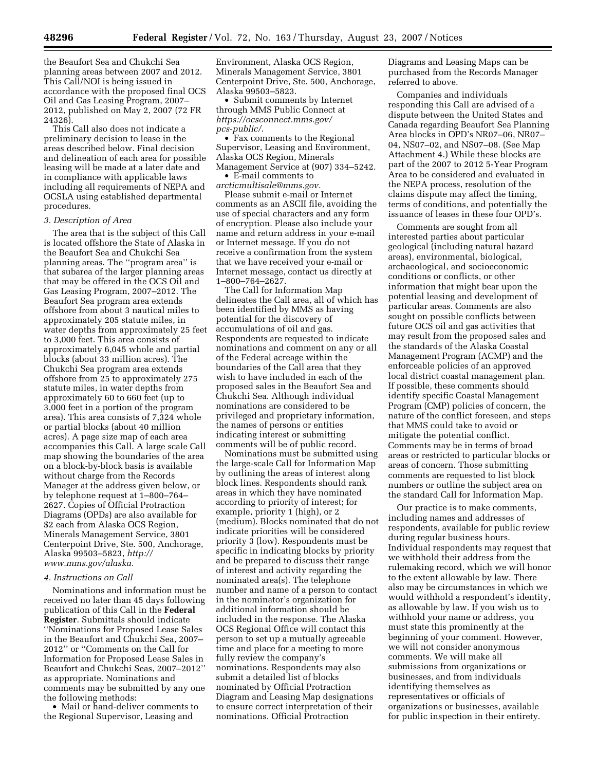the Beaufort Sea and Chukchi Sea planning areas between 2007 and 2012. This Call/NOI is being issued in accordance with the proposed final OCS Oil and Gas Leasing Program, 2007–2012, published on May 2, 2007 (72 FR 24326).

This Call also does not indicate a preliminary decision to lease in the areas described below. Final decision and delineation of each area for possible leasing will be made at a later date and in compliance with applicable laws including all requirements of NEPA and OCSLA using established departmental procedures.

### *3. Description of Area*

The area that is the subject of this Call is located offshore the State of Alaska in the Beaufort Sea and Chukchi Sea planning areas. The ''program area'' is that subarea of the larger planning areas that may be offered in the OCS Oil and Gas Leasing Program, 2007–2012. The Beaufort Sea program area extends offshore from about 3 nautical miles to approximately 205 statute miles, in water depths from approximately 25 feet to 3,000 feet. This area consists of approximately 6,045 whole and partial blocks (about 33 million acres). The Chukchi Sea program area extends offshore from 25 to approximately 275 statute miles, in water depths from approximately 60 to 660 feet (up to 3,000 feet in a portion of the program area). This area consists of 7,324 whole or partial blocks (about 40 million acres). A page size map of each area accompanies this Call. A large scale Call map showing the boundaries of the area on a block-by-block basis is available without charge from the Records Manager at the address given below, or by telephone request at 1–800–764–2627. Copies of Official Protraction Diagrams (OPDs) are also available for $2 each from Alaska OCS Region, Minerals Management Service, 3801 Centerpoint Drive, Ste. 500, Anchorage, Alaska 99503–5823, *http://www.mms.gov/alaska.*

### *4. Instructions on Call*

Nominations and information must be received no later than 45 days following publication of this Call in the **Federal Register**. Submittals should indicate ''Nominations for Proposed Lease Sales in the Beaufort and Chukchi Sea, 2007–2012'' or ''Comments on the Call for Information for Proposed Lease Sales in Beaufort and Chukchi Seas, 2007–2012'' as appropriate. Nominations and comments may be submitted by any one the following methods:

- Mail or hand-deliver comments to the Regional Supervisor, Leasing and Environment, Alaska OCS Region, Minerals Management Service, 3801 Centerpoint Drive, Ste. 500, Anchorage, Alaska 99503–5823.
- Submit comments by Internet through MMS Public Connect at *https://ocsconnect.mms.gov/pcs-public/.*
- Fax comments to the Regional Supervisor, Leasing and Environment, Alaska OCS Region, Minerals Management Service at (907) 334–5242.
- E-mail comments to *arcticmultisale@mms.gov.*

Please submit e-mail or Internet comments as an ASCII file, avoiding the use of special characters and any form of encryption. Please also include your name and return address in your e-mail or Internet message. If you do not receive a confirmation from the system that we have received your e-mail or Internet message, contact us directly at 1–800–764–2627.

The Call for Information Map delineates the Call area, all of which has been identified by MMS as having potential for the discovery of accumulations of oil and gas. Respondents are requested to indicate nominations and comment on any or all of the Federal acreage within the boundaries of the Call area that they wish to have included in each of the proposed sales in the Beaufort Sea and Chukchi Sea. Although individual nominations are considered to be privileged and proprietary information, the names of persons or entities indicating interest or submitting comments will be of public record.

Nominations must be submitted using the large-scale Call for Information Map by outlining the areas of interest along block lines. Respondents should rank areas in which they have nominated according to priority of interest; for example, priority 1 (high), or 2 (medium). Blocks nominated that do not indicate priorities will be considered priority 3 (low). Respondents must be specific in indicating blocks by priority and be prepared to discuss their range of interest and activity regarding the nominated area(s). The telephone number and name of a person to contact in the nominator's organization for additional information should be included in the response. The Alaska OCS Regional Office will contact this person to set up a mutually agreeable time and place for a meeting to more fully review the company's nominations. Respondents may also submit a detailed list of blocks nominated by Official Protraction Diagram and Leasing Map designations to ensure correct interpretation of their nominations. Official Protraction Diagrams and Leasing Maps can be purchased from the Records Manager referred to above.

Companies and individuals responding this Call are advised of a dispute between the United States and Canada regarding Beaufort Sea Planning Area blocks in OPD's NR07–06, NR07–04, NS07–02, and NS07–08. (See Map Attachment 4.) While these blocks are part of the 2007 to 2012 5-Year Program Area to be considered and evaluated in the NEPA process, resolution of the claims dispute may affect the timing, terms of conditions, and potentially the issuance of leases in these four OPD's.

Comments are sought from all interested parties about particular geological (including natural hazard areas), environmental, biological, archaeological, and socioeconomic conditions or conflicts, or other information that might bear upon the potential leasing and development of particular areas. Comments are also sought on possible conflicts between future OCS oil and gas activities that may result from the proposed sales and the standards of the Alaska Coastal Management Program (ACMP) and the enforceable policies of an approved local district coastal management plan. If possible, these comments should identify specific Coastal Management Program (CMP) policies of concern, the nature of the conflict foreseen, and steps that MMS could take to avoid or mitigate the potential conflict. Comments may be in terms of broad areas or restricted to particular blocks or areas of concern. Those submitting comments are requested to list block numbers or outline the subject area on the standard Call for Information Map.

Our practice is to make comments, including names and addresses of respondents, available for public review during regular business hours. Individual respondents may request that we withhold their address from the rulemaking record, which we will honor to the extent allowable by law. There also may be circumstances in which we would withhold a respondent's identity, as allowable by law. If you wish us to withhold your name or address, you must state this prominently at the beginning of your comment. However, we will not consider anonymous comments. We will make all submissions from organizations or businesses, and from individuals identifying themselves as representatives or officials of organizations or businesses, available for public inspection in their entirety.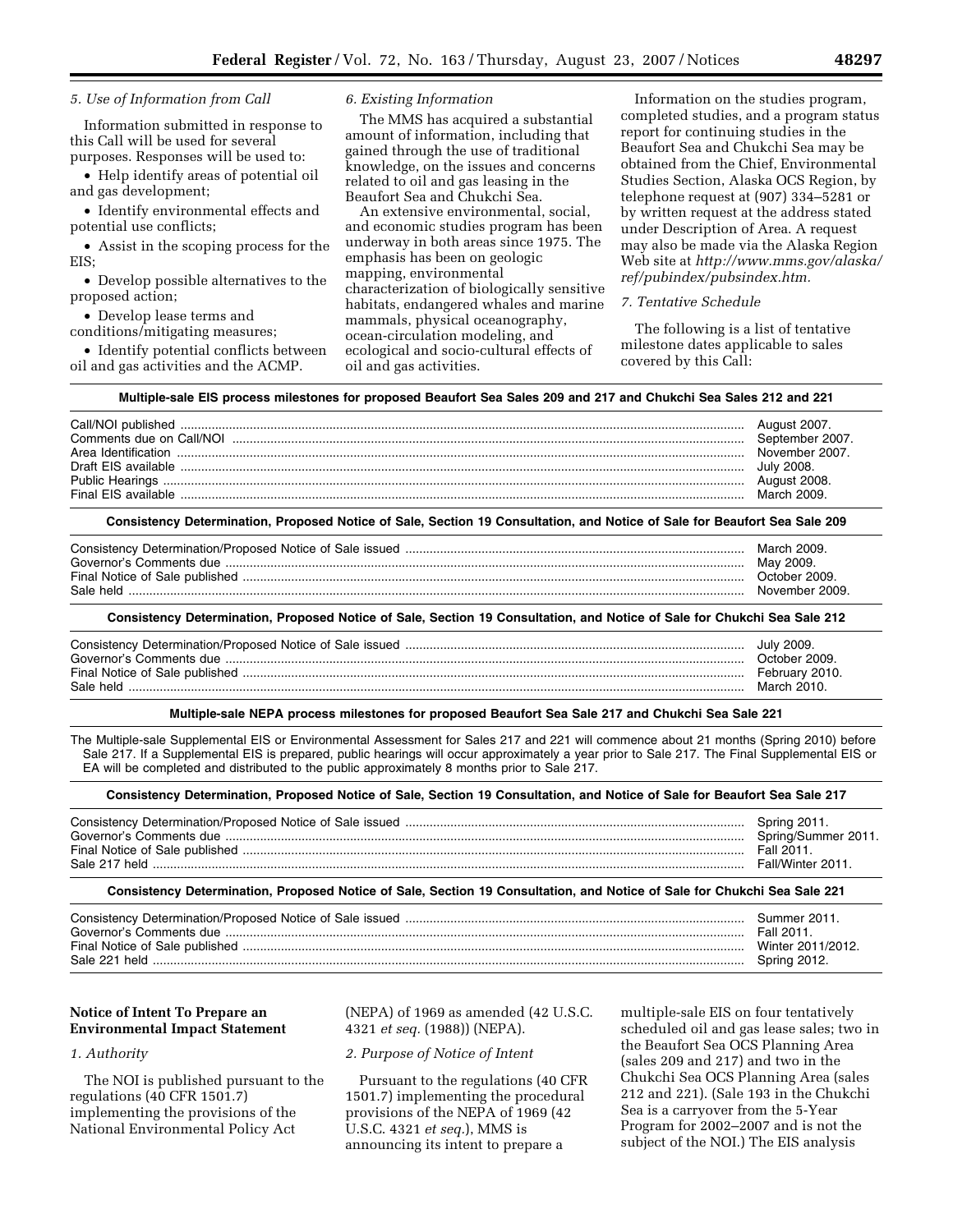### 5. Use of Information from Call

Information submitted in response to this Call will be used for several purposes. Responses will be used to:

- Help identify areas of potential oil and gas development;
- Identify environmental effects and potential use conflicts;
- Assist in the scoping process for the EIS;
- Develop possible alternatives to the proposed action;
- Develop lease terms and conditions/mitigating measures;
- Identify potential conflicts between oil and gas activities and the ACMP.

### 6. Existing Information

The MMS has acquired a substantial amount of information, including that gained through the use of traditional knowledge, on the issues and concerns related to oil and gas leasing in the Beaufort Sea and Chukchi Sea.

An extensive environmental, social, and economic studies program has been underway in both areas since 1975. The emphasis has been on geologic mapping, environmental characterization of biologically sensitive habitats, endangered whales and marine mammals, physical oceanography, ocean-circulation modeling, and ecological and socio-cultural effects of oil and gas activities.

Information on the studies program, completed studies, and a program status report for continuing studies in the Beaufort Sea and Chukchi Sea may be obtained from the Chief, Environmental Studies Section, Alaska OCS Region, by telephone request at (907) 334–5281 or by written request at the address stated under Description of Area. A request may also be made via the Alaska Region Web site at *http://www.mms.gov/alaska/ref/pubindex/pubsindex.htm.*

### 7. Tentative Schedule

The following is a list of tentative milestone dates applicable to sales covered by this Call:

**Multiple-sale EIS process milestones for proposed Beaufort Sea Sales 209 and 217 and Chukchi Sea Sales 212 and 221**

| Milestone | Date |
|---|---|
| Call/NOI published | August 2007. |
| Comments due on Call/NOI | September 2007. |
| Area Identification | November 2007. |
| Draft EIS available | July 2008. |
| Public Hearings | August 2008. |
| Final EIS available | March 2009. |

**Consistency Determination, Proposed Notice of Sale, Section 19 Consultation, and Notice of Sale for Beaufort Sea Sale 209**

| Milestone | Date |
|---|---|
| Consistency Determination/Proposed Notice of Sale issued | March 2009. |
| Governor's Comments due | May 2009. |
| Final Notice of Sale published | October 2009. |
| Sale held | November 2009. |

**Consistency Determination, Proposed Notice of Sale, Section 19 Consultation, and Notice of Sale for Chukchi Sea Sale 212**

| Milestone | Date |
|---|---|
| Consistency Determination/Proposed Notice of Sale issued | July 2009. |
| Governor's Comments due | October 2009. |
| Final Notice of Sale published | February 2010. |
| Sale held | March 2010. |

**Multiple-sale NEPA process milestones for proposed Beaufort Sea Sale 217 and Chukchi Sea Sale 221**

The Multiple-sale Supplemental EIS or Environmental Assessment for Sales 217 and 221 will commence about 21 months (Spring 2010) before Sale 217. If a Supplemental EIS is prepared, public hearings will occur approximately a year prior to Sale 217. The Final Supplemental EIS or EA will be completed and distributed to the public approximately 8 months prior to Sale 217.

**Consistency Determination, Proposed Notice of Sale, Section 19 Consultation, and Notice of Sale for Beaufort Sea Sale 217**

| Milestone | Date |
|---|---|
| Consistency Determination/Proposed Notice of Sale issued | Spring 2011. |
| Governor's Comments due | Spring/Summer 2011. |
| Final Notice of Sale published | Fall 2011. |
| Sale 217 held | Fall/Winter 2011. |

**Consistency Determination, Proposed Notice of Sale, Section 19 Consultation, and Notice of Sale for Chukchi Sea Sale 221**

| Milestone | Date |
|---|---|
| Consistency Determination/Proposed Notice of Sale issued | Summer 2011. |
| Governor's Comments due | Fall 2011. |
| Final Notice of Sale published | Winter 2011/2012. |
| Sale 221 held | Spring 2012. |

## Notice of Intent To Prepare an Environmental Impact Statement

### 1. Authority

The NOI is published pursuant to the regulations (40 CFR 1501.7) implementing the provisions of the National Environmental Policy Act (NEPA) of 1969 as amended (42 U.S.C. 4321 *et seq.* (1988)) (NEPA).

### 2. Purpose of Notice of Intent

Pursuant to the regulations (40 CFR 1501.7) implementing the procedural provisions of the NEPA of 1969 (42 U.S.C. 4321 *et seq.*), MMS is announcing its intent to prepare a multiple-sale EIS on four tentatively scheduled oil and gas lease sales; two in the Beaufort Sea OCS Planning Area (sales 209 and 217) and two in the Chukchi Sea OCS Planning Area (sales 212 and 221). (Sale 193 in the Chukchi Sea is a carryover from the 5-Year Program for 2002–2007 and is not the subject of the NOI.) The EIS analysis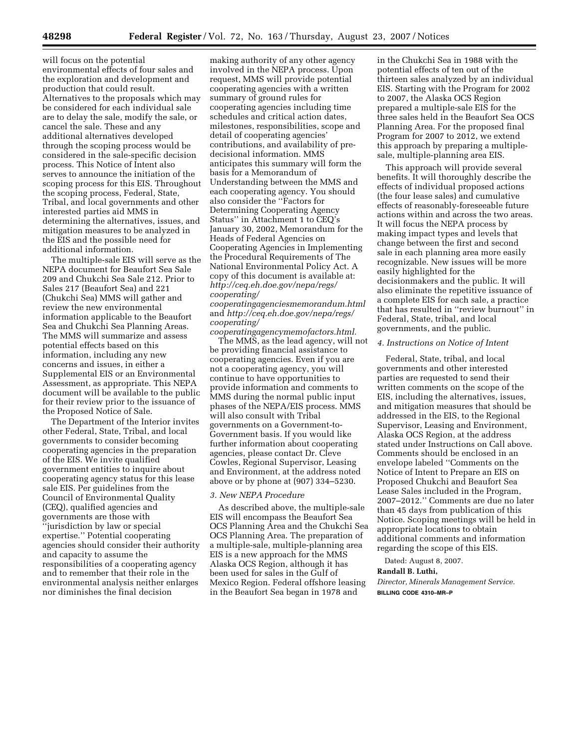will focus on the potential environmental effects of four sales and the exploration and development and production that could result. Alternatives to the proposals which may be considered for each individual sale are to delay the sale, modify the sale, or cancel the sale. These and any additional alternatives developed through the scoping process would be considered in the sale-specific decision process. This Notice of Intent also serves to announce the initiation of the scoping process for this EIS. Throughout the scoping process, Federal, State, Tribal, and local governments and other interested parties aid MMS in determining the alternatives, issues, and mitigation measures to be analyzed in the EIS and the possible need for additional information.

The multiple-sale EIS will serve as the NEPA document for Beaufort Sea Sale 209 and Chukchi Sea Sale 212. Prior to Sales 217 (Beaufort Sea) and 221 (Chukchi Sea) MMS will gather and review the new environmental information applicable to the Beaufort Sea and Chukchi Sea Planning Areas. The MMS will summarize and assess potential effects based on this information, including any new concerns and issues, in either a Supplemental EIS or an Environmental Assessment, as appropriate. This NEPA document will be available to the public for their review prior to the issuance of the Proposed Notice of Sale.

The Department of the Interior invites other Federal, State, Tribal, and local governments to consider becoming cooperating agencies in the preparation of the EIS. We invite qualified government entities to inquire about cooperating agency status for this lease sale EIS. Per guidelines from the Council of Environmental Quality (CEQ), qualified agencies and governments are those with ''jurisdiction by law or special expertise.'' Potential cooperating agencies should consider their authority and capacity to assume the responsibilities of a cooperating agency and to remember that their role in the environmental analysis neither enlarges nor diminishes the final decision making authority of any other agency involved in the NEPA process. Upon request, MMS will provide potential cooperating agencies with a written summary of ground rules for cooperating agencies including time schedules and critical action dates, milestones, responsibilities, scope and detail of cooperating agencies' contributions, and availability of pre-decisional information. MMS anticipates this summary will form the basis for a Memorandum of Understanding between the MMS and each cooperating agency. You should also consider the ''Factors for Determining Cooperating Agency Status'' in Attachment 1 to CEQ's January 30, 2002, Memorandum for the Heads of Federal Agencies on Cooperating Agencies in Implementing the Procedural Requirements of The National Environmental Policy Act. A copy of this document is available at: *http://ceq.eh.doe.gov/nepa/regs/cooperating/cooperatingagenciesmemorandum.html* and *http://ceq.eh.doe.gov/nepa/regs/cooperating/cooperatingagencymemofactors.html*.

The MMS, as the lead agency, will not be providing financial assistance to cooperating agencies. Even if you are not a cooperating agency, you will continue to have opportunities to provide information and comments to MMS during the normal public input phases of the NEPA/EIS process. MMS will also consult with Tribal governments on a Government-to-Government basis. If you would like further information about cooperating agencies, please contact Dr. Cleve Cowles, Regional Supervisor, Leasing and Environment, at the address noted above or by phone at (907) 334–5230.

*3. New NEPA Procedure*

As described above, the multiple-sale EIS will encompass the Beaufort Sea OCS Planning Area and the Chukchi Sea OCS Planning Area. The preparation of a multiple-sale, multiple-planning area EIS is a new approach for the MMS Alaska OCS Region, although it has been used for sales in the Gulf of Mexico Region. Federal offshore leasing in the Beaufort Sea began in 1978 and in the Chukchi Sea in 1988 with the potential effects of ten out of the thirteen sales analyzed by an individual EIS. Starting with the Program for 2002 to 2007, the Alaska OCS Region prepared a multiple-sale EIS for the three sales held in the Beaufort Sea OCS Planning Area. For the proposed final Program for 2007 to 2012, we extend this approach by preparing a multiple-sale, multiple-planning area EIS.

This approach will provide several benefits. It will thoroughly describe the effects of individual proposed actions (the four lease sales) and cumulative effects of reasonably-foreseeable future actions within and across the two areas. It will focus the NEPA process by making impact types and levels that change between the first and second sale in each planning area more easily recognizable. New issues will be more easily highlighted for the decisionmakers and the public. It will also eliminate the repetitive issuance of a complete EIS for each sale, a practice that has resulted in ''review burnout'' in Federal, State, tribal, and local governments, and the public.

*4. Instructions on Notice of Intent*

Federal, State, tribal, and local governments and other interested parties are requested to send their written comments on the scope of the EIS, including the alternatives, issues, and mitigation measures that should be addressed in the EIS, to the Regional Supervisor, Leasing and Environment, Alaska OCS Region, at the address stated under Instructions on Call above. Comments should be enclosed in an envelope labeled ''Comments on the Notice of Intent to Prepare an EIS on Proposed Chukchi and Beaufort Sea Lease Sales included in the Program, 2007–2012.'' Comments are due no later than 45 days from publication of this Notice. Scoping meetings will be held in appropriate locations to obtain additional comments and information regarding the scope of this EIS.

Dated: August 8, 2007.

**Randall B. Luthi,**

*Director, Minerals Management Service.*

BILLING CODE 4310–MR–P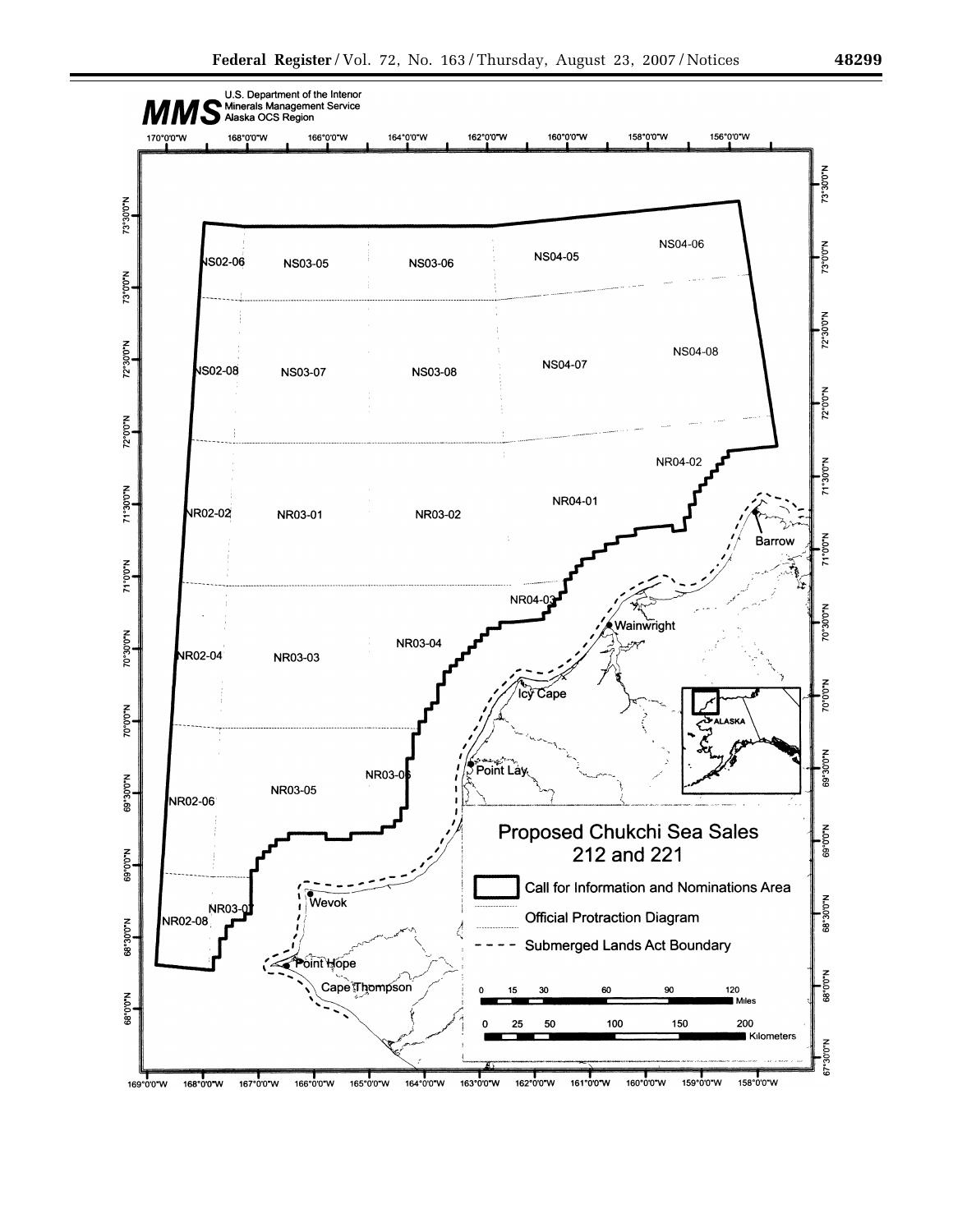**MMS** U.S. Department of the Interior
Minerals Management Service
Alaska OCS Region

## Proposed Chukchi Sea Sales 212 and 221

- Call for Information and Nominations Area
- Official Protraction Diagram
- Submerged Lands Act Boundary

NS02-06, NS03-05, NS03-06, NS04-05, NS04-06

NS02-08, NS03-07, NS03-08, NS04-07, NS04-08

NR02-02, NR03-01, NR03-02, NR04-01, NR04-02

NR02-04, NR03-03, NR03-04, NR04-03

NR02-06, NR03-05, NR03-06

NR02-08, NR03-07

Barrow, Wainwright, Icy Cape, Point Lay, Wevok, Point Hope, Cape Thompson, ALASKA

Scale: 0, 15, 30, 60, 90, 120 Miles; 0, 25, 50, 100, 150, 200 Kilometers

Longitude (top): 170°0'0"W, 168°0'0"W, 166°0'0"W, 164°0'0"W, 162°0'0"W, 160°0'0"W, 158°0'0"W, 156°0'0"W

Longitude (bottom): 169°0'0"W, 168°0'0"W, 167°0'0"W, 166°0'0"W, 165°0'0"W, 164°0'0"W, 163°0'0"W, 162°0'0"W, 161°0'0"W, 160°0'0"W, 159°0'0"W, 158°0'0"W

Latitude (left): 73°30'0"N, 73°0'0"N, 72°30'0"N, 72°0'0"N, 71°30'0"N, 71°0'0"N, 70°30'0"N, 70°0'0"N, 69°30'0"N, 69°0'0"N, 68°30'0"N, 68°0'0"N

Latitude (right): 73°30'0"N, 73°0'0"N, 72°30'0"N, 72°0'0"N, 71°30'0"N, 71°0'0"N, 70°30'0"N, 70°0'0"N, 69°30'0"N, 69°0'0"N, 68°30'0"N, 68°0'0"N, 67°30'0"N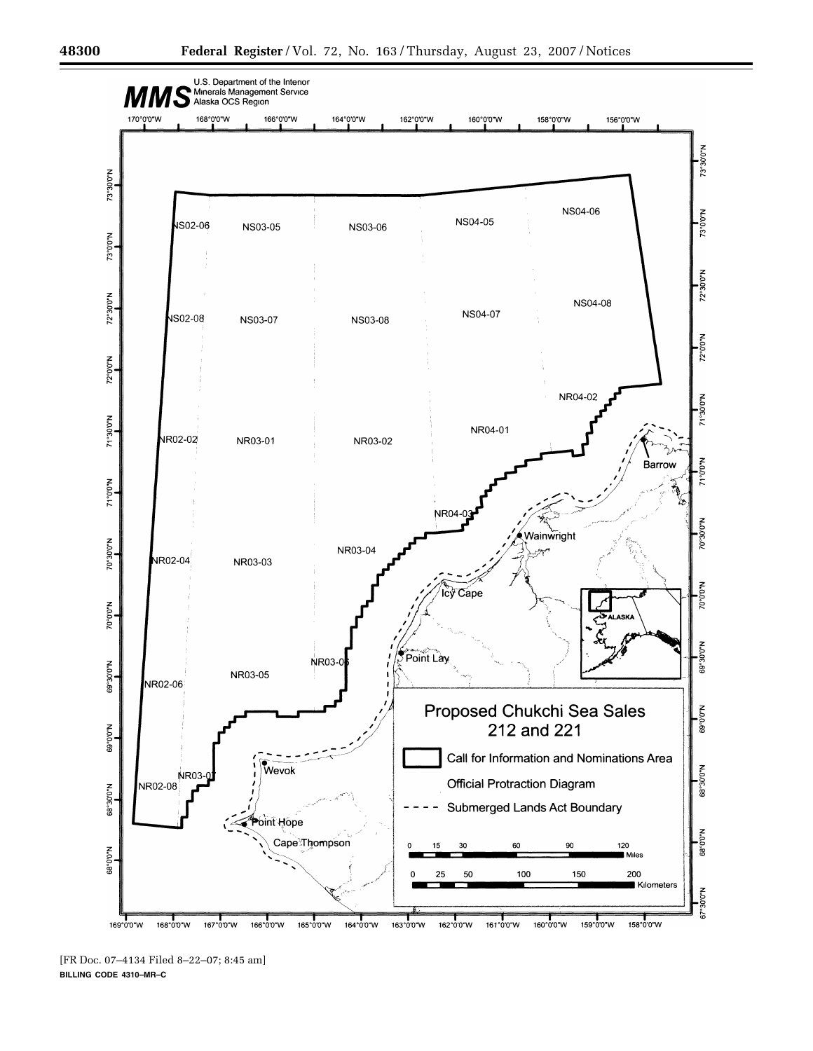U.S. Department of the Interior
MMS Minerals Management Service
Alaska OCS Region

170°0'0"W 168°0'0"W 166°0'0"W 164°0'0"W 162°0'0"W 160°0'0"W 158°0'0"W 156°0'0"W

73°30'0"N 73°0'0"N 72°30'0"N 72°0'0"N 71°30'0"N 71°0'0"N 70°30'0"N 70°0'0"N 69°30'0"N 69°0'0"N 68°30'0"N 68°0'0"N 67°30'0"N

NS02-06 NS03-05 NS03-06 NS04-05 NS04-06

NS02-08 NS03-07 NS03-08 NS04-07 NS04-08

NR04-02

NR02-02 NR03-01 NR03-02 NR04-01

NR04-03

NR02-04 NR03-03 NR03-04

NR03-06

NR02-06 NR03-05

NR02-08 NR03-07

Barrow

Wainwright

Icy Cape

Point Lay

Wevok

Point Hope

Cape Thompson

ALASKA

Proposed Chukchi Sea Sales 212 and 221

Call for Information and Nominations Area

Official Protraction Diagram

Submerged Lands Act Boundary

0 15 30 60 90 120 Miles

0 25 50 100 150 200 Kilometers

169°0'0"W 168°0'0"W 167°0'0"W 166°0'0"W 165°0'0"W 164°0'0"W 163°0'0"W 162°0'0"W 161°0'0"W 160°0'0"W 159°0'0"W 158°0'0"W

[FR Doc. 07–4134 Filed 8–22–07; 8:45 am]

**BILLING CODE 4310–MR–C**